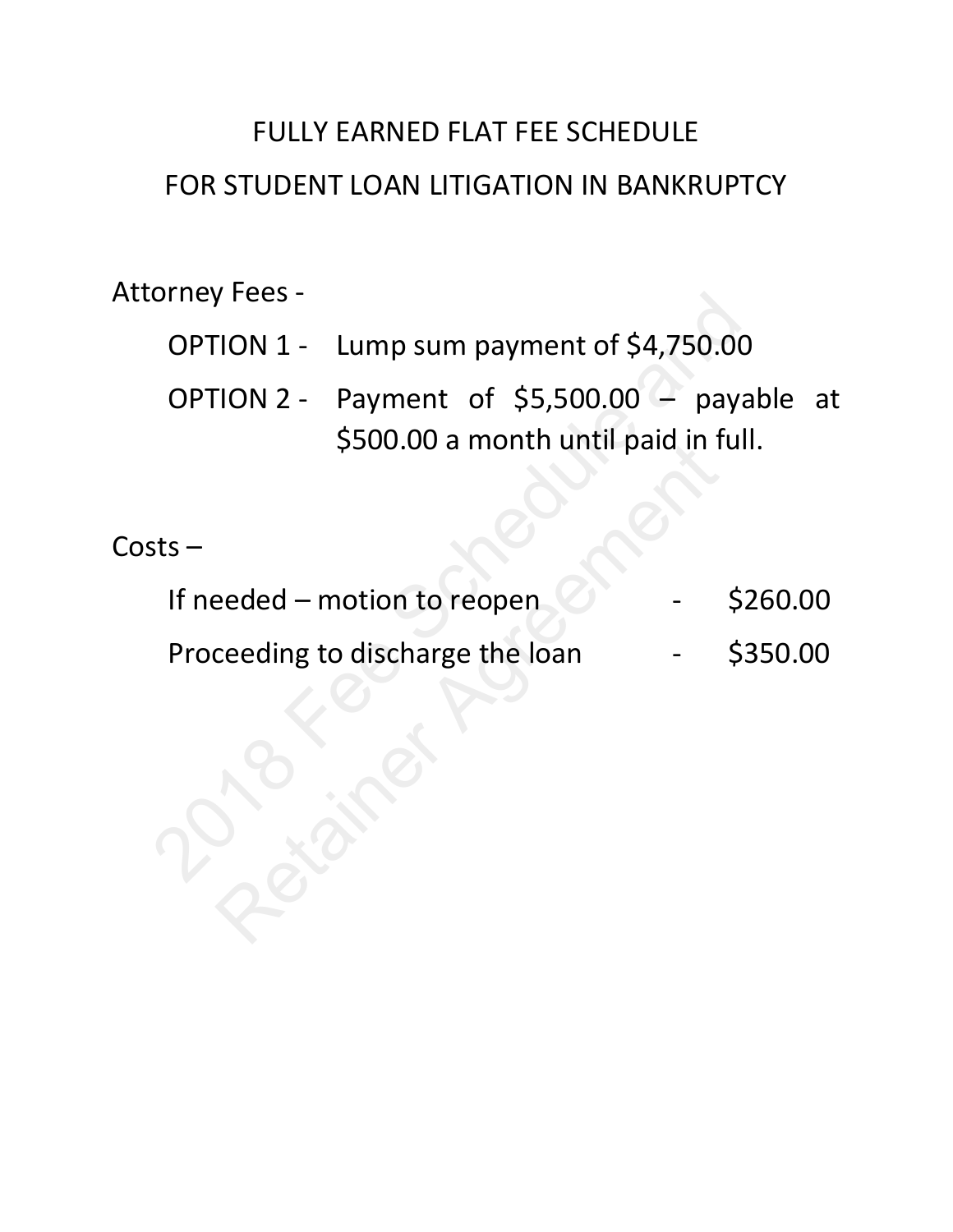# FULLY EARNED FLAT FEE SCHEDULE
# FOR STUDENT LOAN LITIGATION IN BANKRUPTCY

Attorney Fees -

OPTION 1 - Lump sum payment of $4,750.00

OPTION 2 - Payment of $5,500.00 – payable at $500.00 a month until paid in full.

Costs –

If needed – motion to reopen - $260.00

Proceeding to discharge the loan - $350.00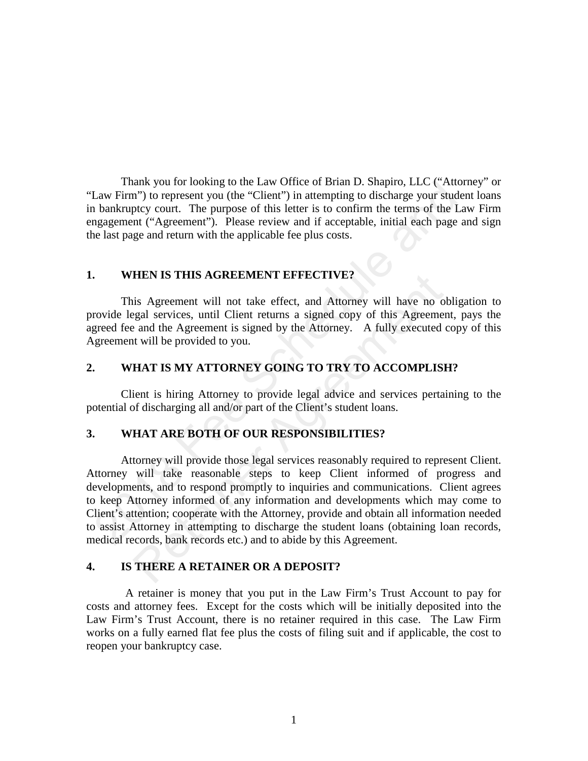Thank you for looking to the Law Office of Brian D. Shapiro, LLC ("Attorney" or "Law Firm") to represent you (the "Client") in attempting to discharge your student loans in bankruptcy court. The purpose of this letter is to confirm the terms of the Law Firm engagement ("Agreement"). Please review and if acceptable, initial each page and sign the last page and return with the applicable fee plus costs.

## 1. WHEN IS THIS AGREEMENT EFFECTIVE?

This Agreement will not take effect, and Attorney will have no obligation to provide legal services, until Client returns a signed copy of this Agreement, pays the agreed fee and the Agreement is signed by the Attorney. A fully executed copy of this Agreement will be provided to you.

## 2. WHAT IS MY ATTORNEY GOING TO TRY TO ACCOMPLISH?

Client is hiring Attorney to provide legal advice and services pertaining to the potential of discharging all and/or part of the Client's student loans.

## 3. WHAT ARE BOTH OF OUR RESPONSIBILITIES?

Attorney will provide those legal services reasonably required to represent Client. Attorney will take reasonable steps to keep Client informed of progress and developments, and to respond promptly to inquiries and communications. Client agrees to keep Attorney informed of any information and developments which may come to Client's attention; cooperate with the Attorney, provide and obtain all information needed to assist Attorney in attempting to discharge the student loans (obtaining loan records, medical records, bank records etc.) and to abide by this Agreement.

## 4. IS THERE A RETAINER OR A DEPOSIT?

A retainer is money that you put in the Law Firm's Trust Account to pay for costs and attorney fees. Except for the costs which will be initially deposited into the Law Firm's Trust Account, there is no retainer required in this case. The Law Firm works on a fully earned flat fee plus the costs of filing suit and if applicable, the cost to reopen your bankruptcy case.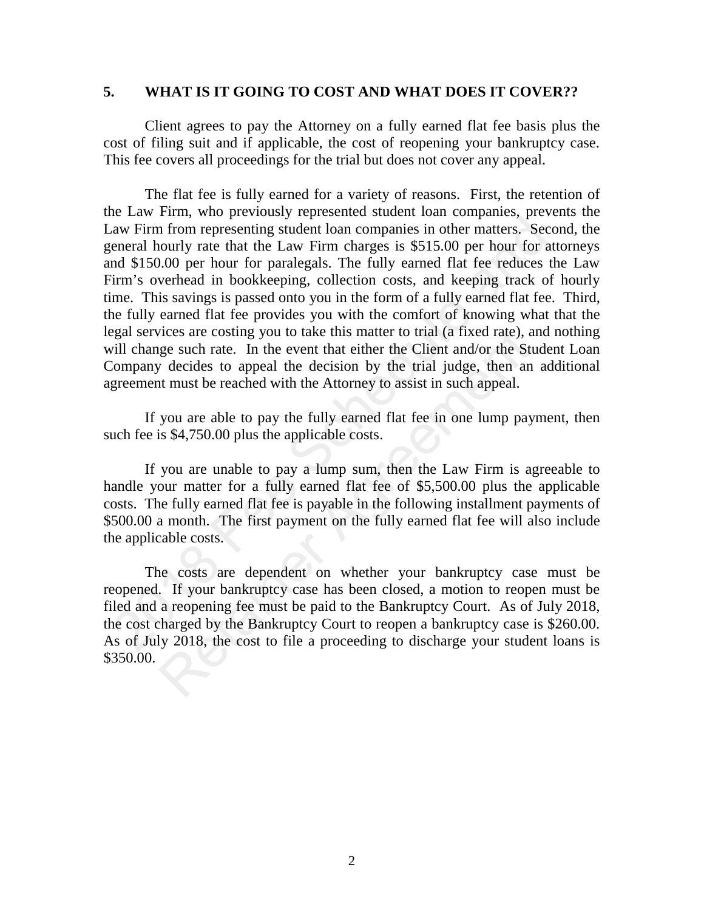## 5. WHAT IS IT GOING TO COST AND WHAT DOES IT COVER??

Client agrees to pay the Attorney on a fully earned flat fee basis plus the cost of filing suit and if applicable, the cost of reopening your bankruptcy case. This fee covers all proceedings for the trial but does not cover any appeal.

The flat fee is fully earned for a variety of reasons. First, the retention of the Law Firm, who previously represented student loan companies, prevents the Law Firm from representing student loan companies in other matters. Second, the general hourly rate that the Law Firm charges is $515.00 per hour for attorneys and $150.00 per hour for paralegals. The fully earned flat fee reduces the Law Firm's overhead in bookkeeping, collection costs, and keeping track of hourly time. This savings is passed onto you in the form of a fully earned flat fee. Third, the fully earned flat fee provides you with the comfort of knowing what that the legal services are costing you to take this matter to trial (a fixed rate), and nothing will change such rate. In the event that either the Client and/or the Student Loan Company decides to appeal the decision by the trial judge, then an additional agreement must be reached with the Attorney to assist in such appeal.

If you are able to pay the fully earned flat fee in one lump payment, then such fee is $4,750.00 plus the applicable costs.

If you are unable to pay a lump sum, then the Law Firm is agreeable to handle your matter for a fully earned flat fee of $5,500.00 plus the applicable costs. The fully earned flat fee is payable in the following installment payments of $500.00 a month. The first payment on the fully earned flat fee will also include the applicable costs.

The costs are dependent on whether your bankruptcy case must be reopened. If your bankruptcy case has been closed, a motion to reopen must be filed and a reopening fee must be paid to the Bankruptcy Court. As of July 2018, the cost charged by the Bankruptcy Court to reopen a bankruptcy case is $260.00. As of July 2018, the cost to file a proceeding to discharge your student loans is $350.00.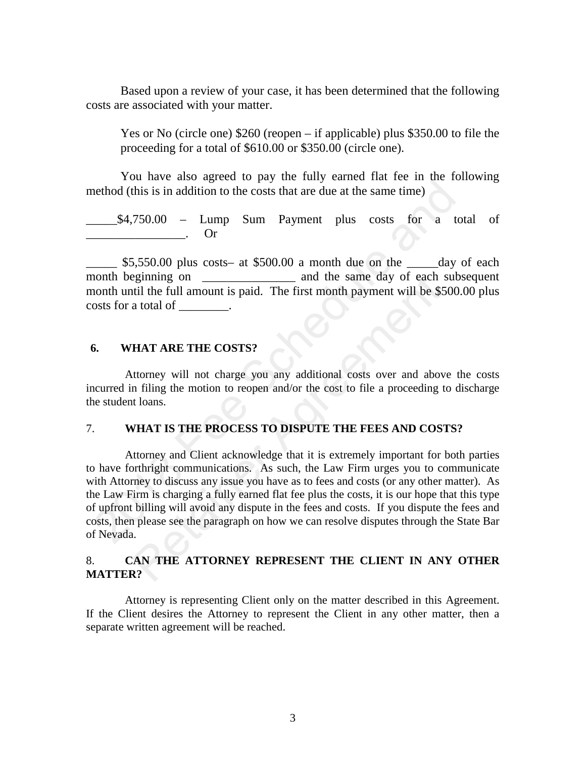Based upon a review of your case, it has been determined that the following costs are associated with your matter.

> Yes or No (circle one) $260 (reopen – if applicable) plus $350.00 to file the proceeding for a total of $610.00 or $350.00 (circle one).

You have also agreed to pay the fully earned flat fee in the following method (this is in addition to the costs that are due at the same time)

_____$4,750.00 – Lump Sum Payment plus costs for a total of ________________. Or

_____ $5,550.00 plus costs– at $500.00 a month due on the _____day of each month beginning on _______________ and the same day of each subsequent month until the full amount is paid. The first month payment will be $500.00 plus costs for a total of ________.

## 6. WHAT ARE THE COSTS?

Attorney will not charge you any additional costs over and above the costs incurred in filing the motion to reopen and/or the cost to file a proceeding to discharge the student loans.

## 7. WHAT IS THE PROCESS TO DISPUTE THE FEES AND COSTS?

Attorney and Client acknowledge that it is extremely important for both parties to have forthright communications. As such, the Law Firm urges you to communicate with Attorney to discuss any issue you have as to fees and costs (or any other matter). As the Law Firm is charging a fully earned flat fee plus the costs, it is our hope that this type of upfront billing will avoid any dispute in the fees and costs. If you dispute the fees and costs, then please see the paragraph on how we can resolve disputes through the State Bar of Nevada.

## 8. CAN THE ATTORNEY REPRESENT THE CLIENT IN ANY OTHER MATTER?

Attorney is representing Client only on the matter described in this Agreement. If the Client desires the Attorney to represent the Client in any other matter, then a separate written agreement will be reached.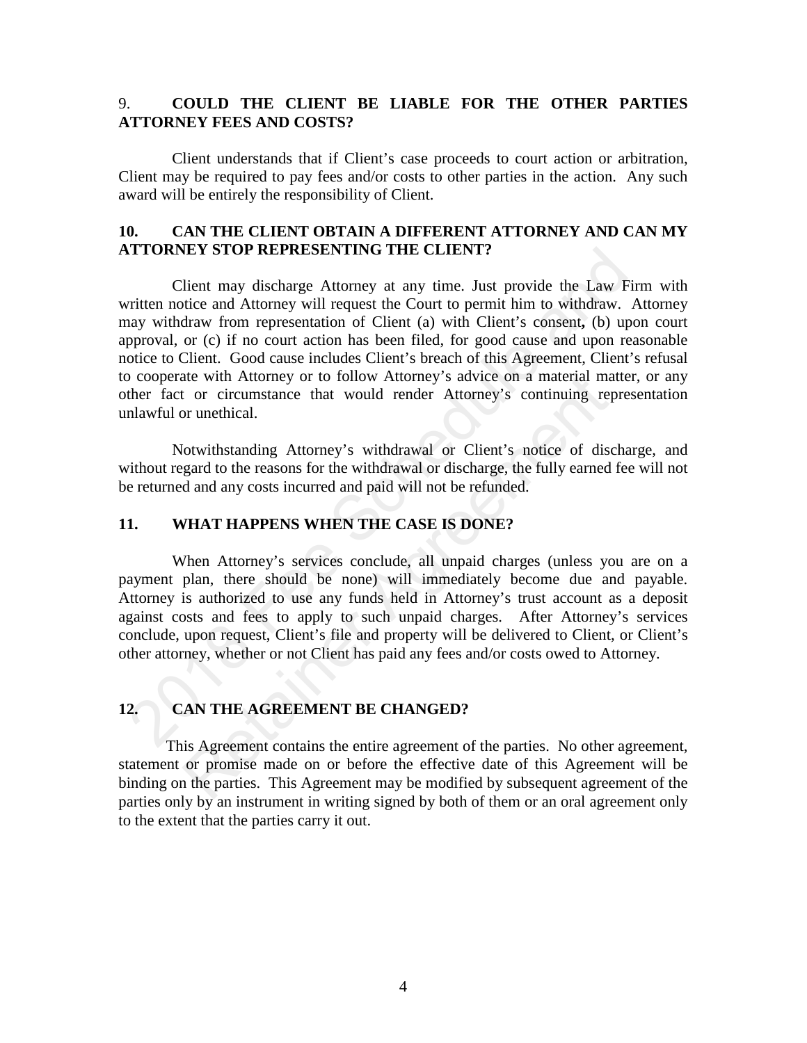## 9. COULD THE CLIENT BE LIABLE FOR THE OTHER PARTIES ATTORNEY FEES AND COSTS?

Client understands that if Client's case proceeds to court action or arbitration, Client may be required to pay fees and/or costs to other parties in the action. Any such award will be entirely the responsibility of Client.

## 10. CAN THE CLIENT OBTAIN A DIFFERENT ATTORNEY AND CAN MY ATTORNEY STOP REPRESENTING THE CLIENT?

Client may discharge Attorney at any time. Just provide the Law Firm with written notice and Attorney will request the Court to permit him to withdraw. Attorney may withdraw from representation of Client (a) with Client's consent**,** (b) upon court approval, or (c) if no court action has been filed, for good cause and upon reasonable notice to Client. Good cause includes Client's breach of this Agreement, Client's refusal to cooperate with Attorney or to follow Attorney's advice on a material matter, or any other fact or circumstance that would render Attorney's continuing representation unlawful or unethical.

Notwithstanding Attorney's withdrawal or Client's notice of discharge, and without regard to the reasons for the withdrawal or discharge, the fully earned fee will not be returned and any costs incurred and paid will not be refunded.

## 11. WHAT HAPPENS WHEN THE CASE IS DONE?

When Attorney's services conclude, all unpaid charges (unless you are on a payment plan, there should be none) will immediately become due and payable. Attorney is authorized to use any funds held in Attorney's trust account as a deposit against costs and fees to apply to such unpaid charges. After Attorney's services conclude, upon request, Client's file and property will be delivered to Client, or Client's other attorney, whether or not Client has paid any fees and/or costs owed to Attorney.

## 12. CAN THE AGREEMENT BE CHANGED?

This Agreement contains the entire agreement of the parties. No other agreement, statement or promise made on or before the effective date of this Agreement will be binding on the parties. This Agreement may be modified by subsequent agreement of the parties only by an instrument in writing signed by both of them or an oral agreement only to the extent that the parties carry it out.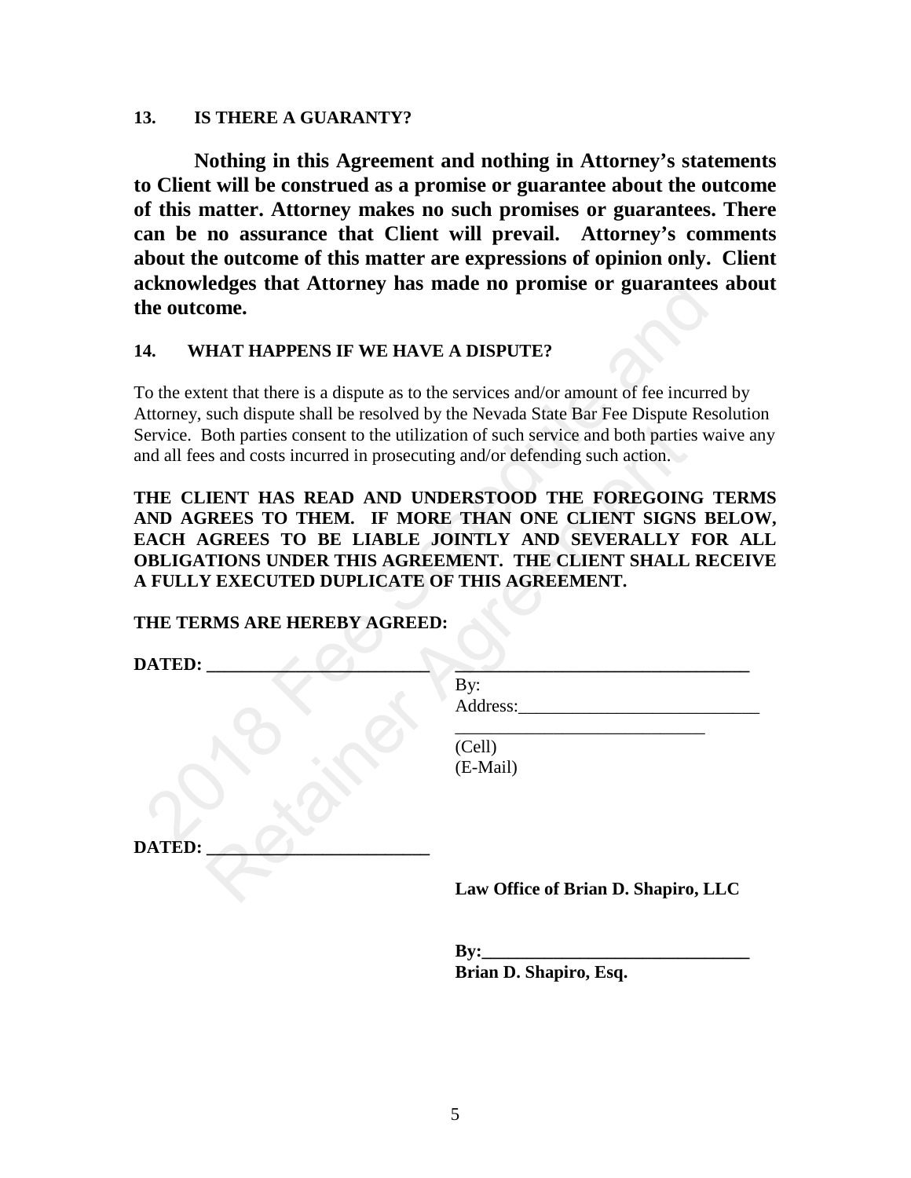**13. IS THERE A GUARANTY?**

**Nothing in this Agreement and nothing in Attorney's statements to Client will be construed as a promise or guarantee about the outcome of this matter. Attorney makes no such promises or guarantees. There can be no assurance that Client will prevail. Attorney's comments about the outcome of this matter are expressions of opinion only. Client acknowledges that Attorney has made no promise or guarantees about the outcome.**

**14. WHAT HAPPENS IF WE HAVE A DISPUTE?**

To the extent that there is a dispute as to the services and/or amount of fee incurred by Attorney, such dispute shall be resolved by the Nevada State Bar Fee Dispute Resolution Service. Both parties consent to the utilization of such service and both parties waive any and all fees and costs incurred in prosecuting and/or defending such action.

**THE CLIENT HAS READ AND UNDERSTOOD THE FOREGOING TERMS AND AGREES TO THEM. IF MORE THAN ONE CLIENT SIGNS BELOW, EACH AGREES TO BE LIABLE JOINTLY AND SEVERALLY FOR ALL OBLIGATIONS UNDER THIS AGREEMENT. THE CLIENT SHALL RECEIVE A FULLY EXECUTED DUPLICATE OF THIS AGREEMENT.**

**THE TERMS ARE HEREBY AGREED:**

**DATED: ________________________** ________________________________

By:
Address:___________________________
____________________________
(Cell)
(E-Mail)

**DATED: ________________________**

**Law Office of Brian D. Shapiro, LLC**

**By:______________________________**
**Brian D. Shapiro, Esq.**